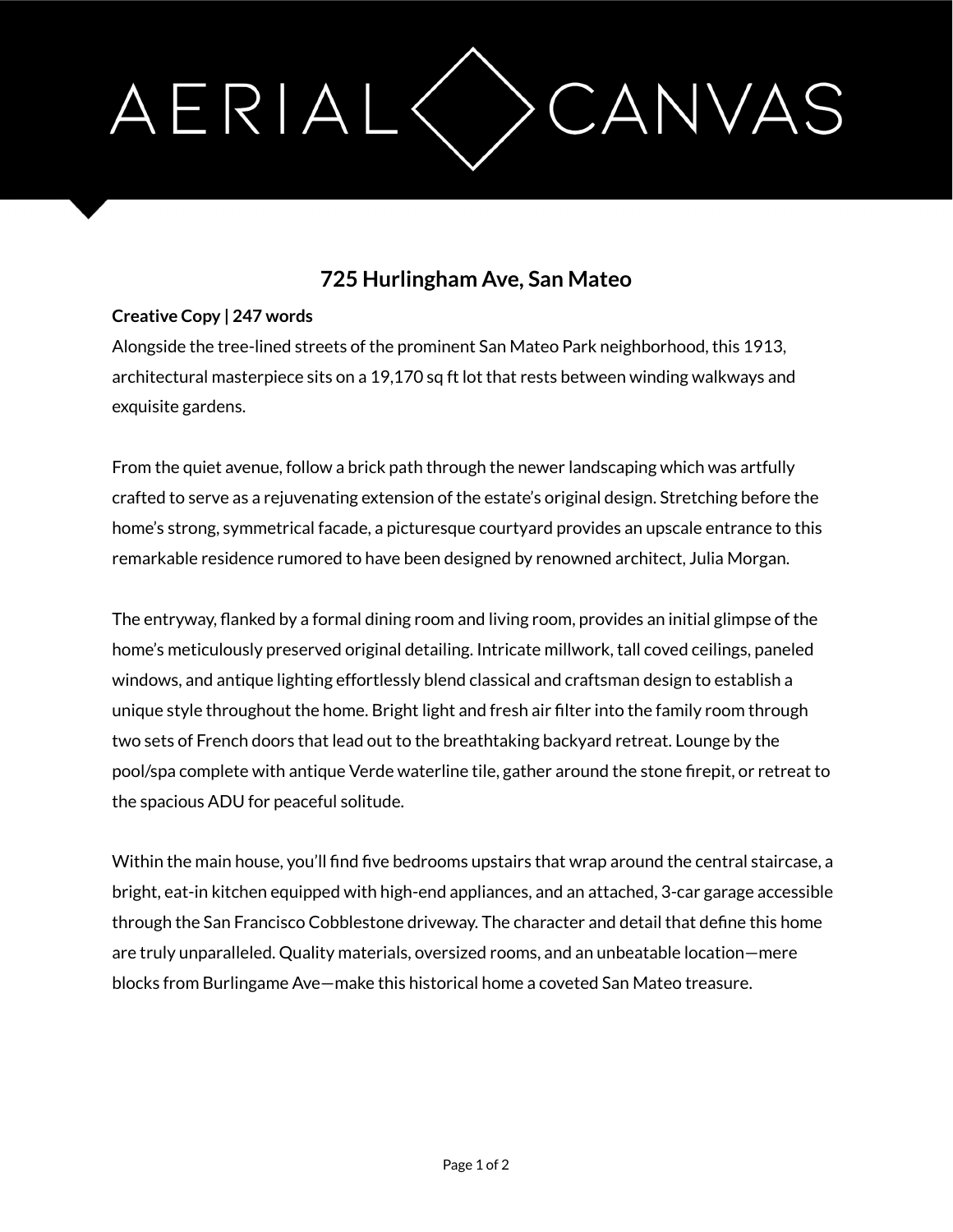AERIAL CANVAS

# 725 Hurlingham Ave, San Mateo

**Creative Copy | 247 words**

Alongside the tree-lined streets of the prominent San Mateo Park neighborhood, this 1913, architectural masterpiece sits on a 19,170 sq ft lot that rests between winding walkways and exquisite gardens.

From the quiet avenue, follow a brick path through the newer landscaping which was artfully crafted to serve as a rejuvenating extension of the estate's original design. Stretching before the home's strong, symmetrical facade, a picturesque courtyard provides an upscale entrance to this remarkable residence rumored to have been designed by renowned architect, Julia Morgan.

The entryway, flanked by a formal dining room and living room, provides an initial glimpse of the home's meticulously preserved original detailing. Intricate millwork, tall coved ceilings, paneled windows, and antique lighting effortlessly blend classical and craftsman design to establish a unique style throughout the home. Bright light and fresh air filter into the family room through two sets of French doors that lead out to the breathtaking backyard retreat. Lounge by the pool/spa complete with antique Verde waterline tile, gather around the stone firepit, or retreat to the spacious ADU for peaceful solitude.

Within the main house, you'll find five bedrooms upstairs that wrap around the central staircase, a bright, eat-in kitchen equipped with high-end appliances, and an attached, 3-car garage accessible through the San Francisco Cobblestone driveway. The character and detail that define this home are truly unparalleled. Quality materials, oversized rooms, and an unbeatable location—mere blocks from Burlingame Ave—make this historical home a coveted San Mateo treasure.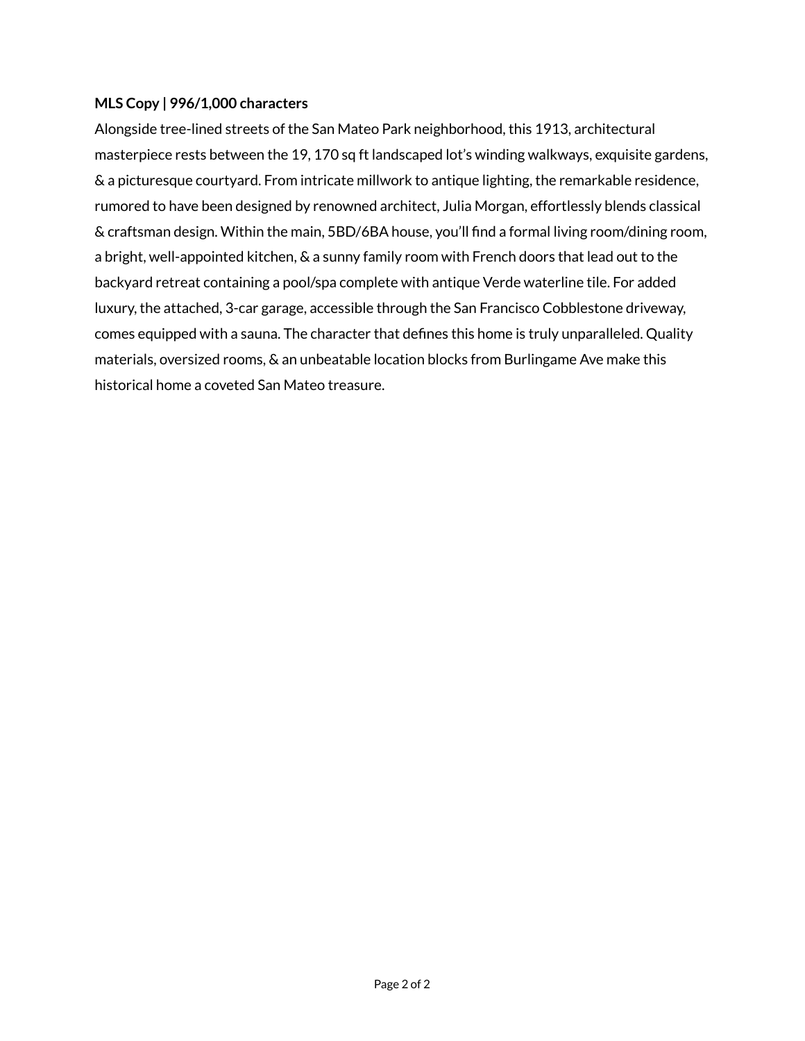**MLS Copy | 996/1,000 characters**

Alongside tree-lined streets of the San Mateo Park neighborhood, this 1913, architectural masterpiece rests between the 19, 170 sq ft landscaped lot's winding walkways, exquisite gardens, & a picturesque courtyard. From intricate millwork to antique lighting, the remarkable residence, rumored to have been designed by renowned architect, Julia Morgan, effortlessly blends classical & craftsman design. Within the main, 5BD/6BA house, you'll find a formal living room/dining room, a bright, well-appointed kitchen, & a sunny family room with French doors that lead out to the backyard retreat containing a pool/spa complete with antique Verde waterline tile. For added luxury, the attached, 3-car garage, accessible through the San Francisco Cobblestone driveway, comes equipped with a sauna. The character that defines this home is truly unparalleled. Quality materials, oversized rooms, & an unbeatable location blocks from Burlingame Ave make this historical home a coveted San Mateo treasure.